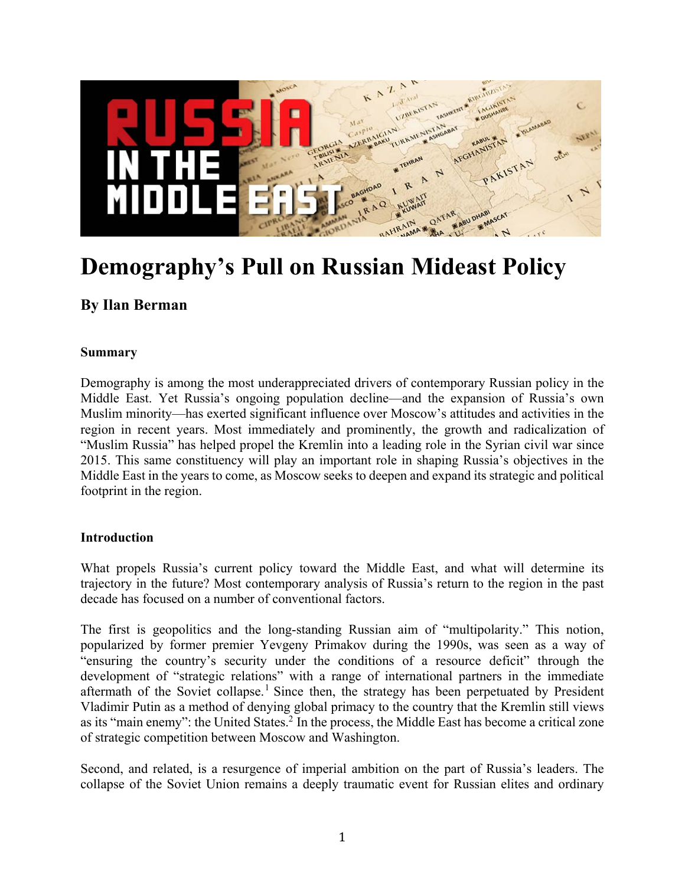# Demography's Pull on Russian Mideast Policy

## By Ilan Berman

### Summary

Demography is among the most underappreciated drivers of contemporary Russian policy in the Middle East. Yet Russia's ongoing population decline—and the expansion of Russia's own Muslim minority—has exerted significant influence over Moscow's attitudes and activities in the region in recent years. Most immediately and prominently, the growth and radicalization of "Muslim Russia" has helped propel the Kremlin into a leading role in the Syrian civil war since 2015. This same constituency will play an important role in shaping Russia's objectives in the Middle East in the years to come, as Moscow seeks to deepen and expand its strategic and political footprint in the region.

### Introduction

What propels Russia's current policy toward the Middle East, and what will determine its trajectory in the future? Most contemporary analysis of Russia's return to the region in the past decade has focused on a number of conventional factors.

The first is geopolitics and the long-standing Russian aim of "multipolarity." This notion, popularized by former premier Yevgeny Primakov during the 1990s, was seen as a way of "ensuring the country's security under the conditions of a resource deficit" through the development of "strategic relations" with a range of international partners in the immediate aftermath of the Soviet collapse.[1] Since then, the strategy has been perpetuated by President Vladimir Putin as a method of denying global primacy to the country that the Kremlin still views as its "main enemy": the United States.[2] In the process, the Middle East has become a critical zone of strategic competition between Moscow and Washington.

Second, and related, is a resurgence of imperial ambition on the part of Russia's leaders. The collapse of the Soviet Union remains a deeply traumatic event for Russian elites and ordinary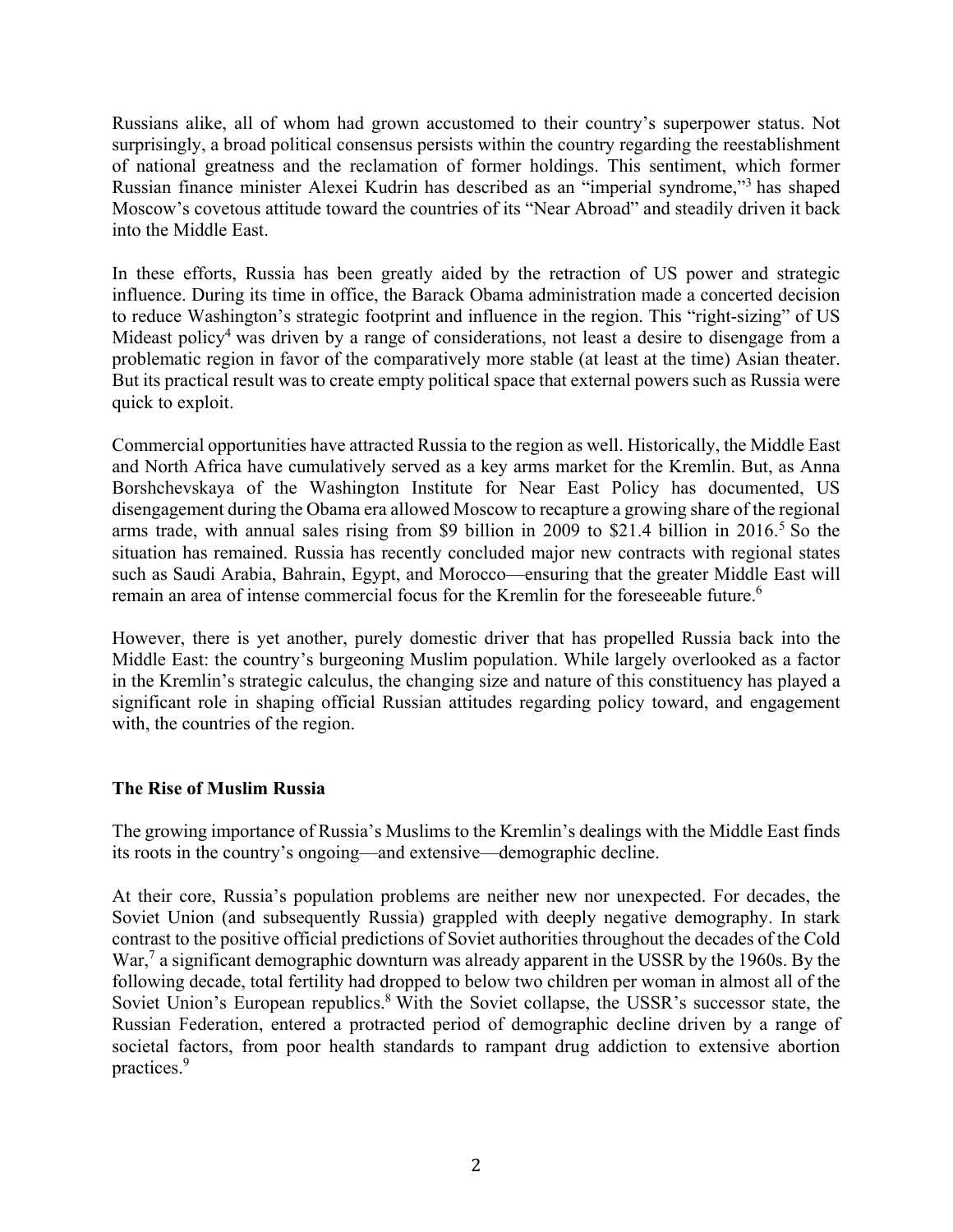Russians alike, all of whom had grown accustomed to their country's superpower status. Not surprisingly, a broad political consensus persists within the country regarding the reestablishment of national greatness and the reclamation of former holdings. This sentiment, which former Russian finance minister Alexei Kudrin has described as an "imperial syndrome,"[3] has shaped Moscow's covetous attitude toward the countries of its "Near Abroad" and steadily driven it back into the Middle East.

In these efforts, Russia has been greatly aided by the retraction of US power and strategic influence. During its time in office, the Barack Obama administration made a concerted decision to reduce Washington's strategic footprint and influence in the region. This "right-sizing" of US Mideast policy[4] was driven by a range of considerations, not least a desire to disengage from a problematic region in favor of the comparatively more stable (at least at the time) Asian theater. But its practical result was to create empty political space that external powers such as Russia were quick to exploit.

Commercial opportunities have attracted Russia to the region as well. Historically, the Middle East and North Africa have cumulatively served as a key arms market for the Kremlin. But, as Anna Borshchevskaya of the Washington Institute for Near East Policy has documented, US disengagement during the Obama era allowed Moscow to recapture a growing share of the regional arms trade, with annual sales rising from $9 billion in 2009 to $21.4 billion in 2016.[5] So the situation has remained. Russia has recently concluded major new contracts with regional states such as Saudi Arabia, Bahrain, Egypt, and Morocco—ensuring that the greater Middle East will remain an area of intense commercial focus for the Kremlin for the foreseeable future.[6]

However, there is yet another, purely domestic driver that has propelled Russia back into the Middle East: the country's burgeoning Muslim population. While largely overlooked as a factor in the Kremlin's strategic calculus, the changing size and nature of this constituency has played a significant role in shaping official Russian attitudes regarding policy toward, and engagement with, the countries of the region.

## The Rise of Muslim Russia

The growing importance of Russia's Muslims to the Kremlin's dealings with the Middle East finds its roots in the country's ongoing—and extensive—demographic decline.

At their core, Russia's population problems are neither new nor unexpected. For decades, the Soviet Union (and subsequently Russia) grappled with deeply negative demography. In stark contrast to the positive official predictions of Soviet authorities throughout the decades of the Cold War,[7] a significant demographic downturn was already apparent in the USSR by the 1960s. By the following decade, total fertility had dropped to below two children per woman in almost all of the Soviet Union's European republics.[8] With the Soviet collapse, the USSR's successor state, the Russian Federation, entered a protracted period of demographic decline driven by a range of societal factors, from poor health standards to rampant drug addiction to extensive abortion practices.[9]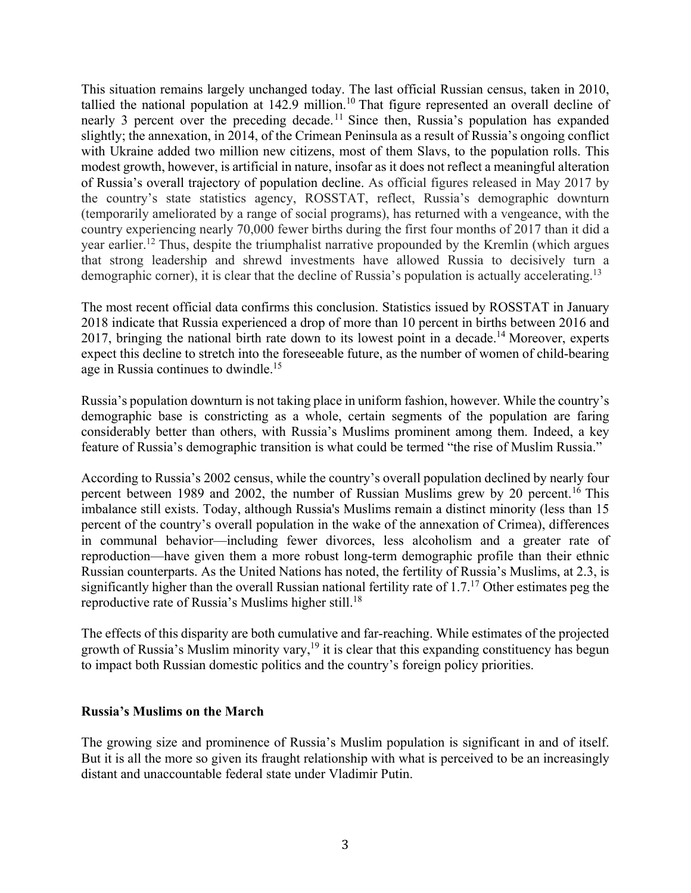This situation remains largely unchanged today. The last official Russian census, taken in 2010, tallied the national population at 142.9 million.[10] That figure represented an overall decline of nearly 3 percent over the preceding decade.[11] Since then, Russia's population has expanded slightly; the annexation, in 2014, of the Crimean Peninsula as a result of Russia's ongoing conflict with Ukraine added two million new citizens, most of them Slavs, to the population rolls. This modest growth, however, is artificial in nature, insofar as it does not reflect a meaningful alteration of Russia's overall trajectory of population decline. As official figures released in May 2017 by the country's state statistics agency, ROSSTAT, reflect, Russia's demographic downturn (temporarily ameliorated by a range of social programs), has returned with a vengeance, with the country experiencing nearly 70,000 fewer births during the first four months of 2017 than it did a year earlier.[12] Thus, despite the triumphalist narrative propounded by the Kremlin (which argues that strong leadership and shrewd investments have allowed Russia to decisively turn a demographic corner), it is clear that the decline of Russia's population is actually accelerating.[13]

The most recent official data confirms this conclusion. Statistics issued by ROSSTAT in January 2018 indicate that Russia experienced a drop of more than 10 percent in births between 2016 and 2017, bringing the national birth rate down to its lowest point in a decade.[14] Moreover, experts expect this decline to stretch into the foreseeable future, as the number of women of child-bearing age in Russia continues to dwindle.[15]

Russia's population downturn is not taking place in uniform fashion, however. While the country's demographic base is constricting as a whole, certain segments of the population are faring considerably better than others, with Russia's Muslims prominent among them. Indeed, a key feature of Russia's demographic transition is what could be termed "the rise of Muslim Russia."

According to Russia's 2002 census, while the country's overall population declined by nearly four percent between 1989 and 2002, the number of Russian Muslims grew by 20 percent.[16] This imbalance still exists. Today, although Russia's Muslims remain a distinct minority (less than 15 percent of the country's overall population in the wake of the annexation of Crimea), differences in communal behavior—including fewer divorces, less alcoholism and a greater rate of reproduction—have given them a more robust long-term demographic profile than their ethnic Russian counterparts. As the United Nations has noted, the fertility of Russia's Muslims, at 2.3, is significantly higher than the overall Russian national fertility rate of 1.7.[17] Other estimates peg the reproductive rate of Russia's Muslims higher still.[18]

The effects of this disparity are both cumulative and far-reaching. While estimates of the projected growth of Russia's Muslim minority vary,[19] it is clear that this expanding constituency has begun to impact both Russian domestic politics and the country's foreign policy priorities.

**Russia's Muslims on the March**

The growing size and prominence of Russia's Muslim population is significant in and of itself. But it is all the more so given its fraught relationship with what is perceived to be an increasingly distant and unaccountable federal state under Vladimir Putin.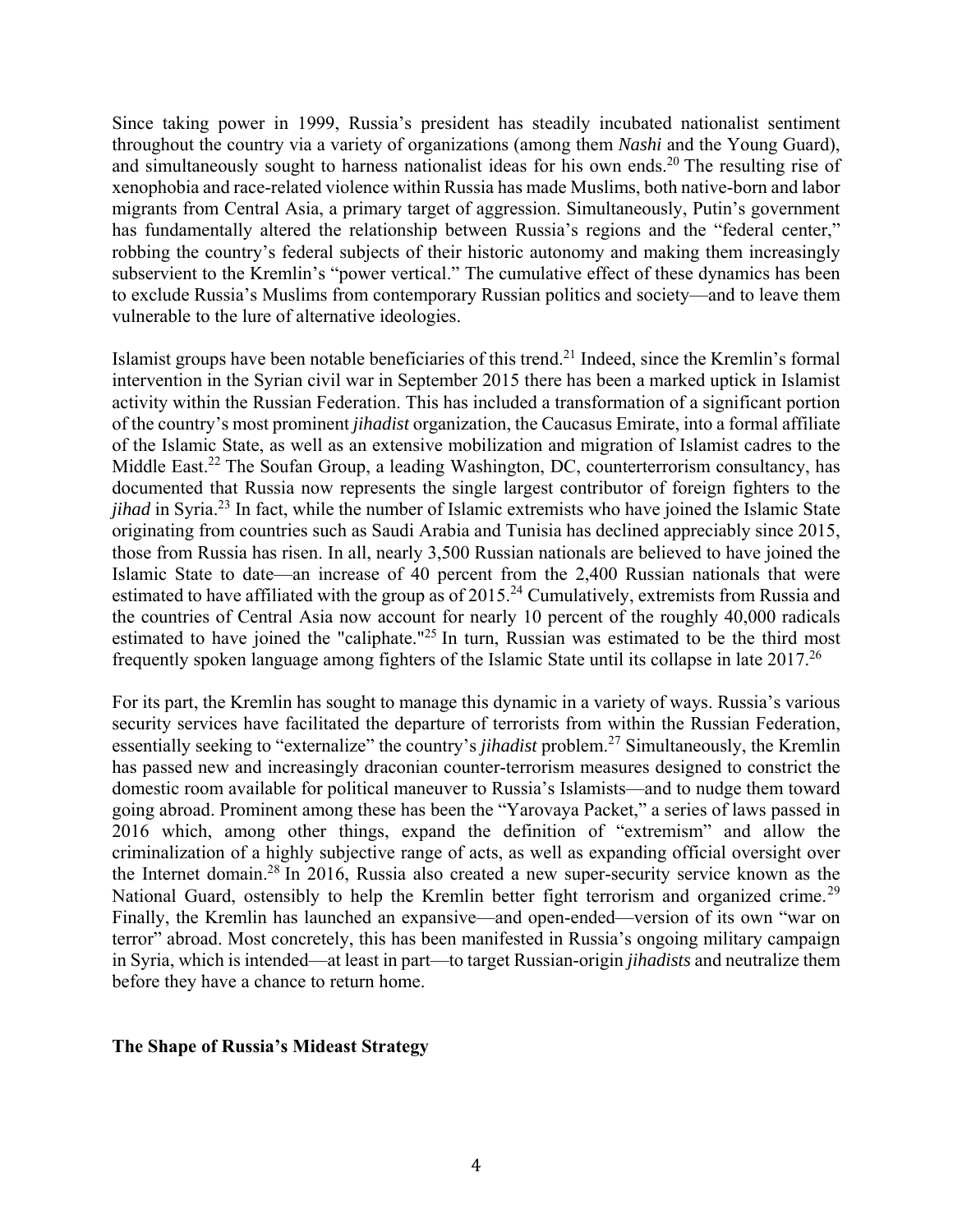Since taking power in 1999, Russia's president has steadily incubated nationalist sentiment throughout the country via a variety of organizations (among them *Nashi* and the Young Guard), and simultaneously sought to harness nationalist ideas for his own ends.[20] The resulting rise of xenophobia and race-related violence within Russia has made Muslims, both native-born and labor migrants from Central Asia, a primary target of aggression. Simultaneously, Putin's government has fundamentally altered the relationship between Russia's regions and the "federal center," robbing the country's federal subjects of their historic autonomy and making them increasingly subservient to the Kremlin's "power vertical." The cumulative effect of these dynamics has been to exclude Russia's Muslims from contemporary Russian politics and society—and to leave them vulnerable to the lure of alternative ideologies.

Islamist groups have been notable beneficiaries of this trend.[21] Indeed, since the Kremlin's formal intervention in the Syrian civil war in September 2015 there has been a marked uptick in Islamist activity within the Russian Federation. This has included a transformation of a significant portion of the country's most prominent *jihadist* organization, the Caucasus Emirate, into a formal affiliate of the Islamic State, as well as an extensive mobilization and migration of Islamist cadres to the Middle East.[22] The Soufan Group, a leading Washington, DC, counterterrorism consultancy, has documented that Russia now represents the single largest contributor of foreign fighters to the *jihad* in Syria.[23] In fact, while the number of Islamic extremists who have joined the Islamic State originating from countries such as Saudi Arabia and Tunisia has declined appreciably since 2015, those from Russia has risen. In all, nearly 3,500 Russian nationals are believed to have joined the Islamic State to date—an increase of 40 percent from the 2,400 Russian nationals that were estimated to have affiliated with the group as of 2015.[24] Cumulatively, extremists from Russia and the countries of Central Asia now account for nearly 10 percent of the roughly 40,000 radicals estimated to have joined the "caliphate."[25] In turn, Russian was estimated to be the third most frequently spoken language among fighters of the Islamic State until its collapse in late 2017.[26]

For its part, the Kremlin has sought to manage this dynamic in a variety of ways. Russia's various security services have facilitated the departure of terrorists from within the Russian Federation, essentially seeking to "externalize" the country's *jihadist* problem.[27] Simultaneously, the Kremlin has passed new and increasingly draconian counter-terrorism measures designed to constrict the domestic room available for political maneuver to Russia's Islamists—and to nudge them toward going abroad. Prominent among these has been the "Yarovaya Packet," a series of laws passed in 2016 which, among other things, expand the definition of "extremism" and allow the criminalization of a highly subjective range of acts, as well as expanding official oversight over the Internet domain.[28] In 2016, Russia also created a new super-security service known as the National Guard, ostensibly to help the Kremlin better fight terrorism and organized crime.[29] Finally, the Kremlin has launched an expansive—and open-ended—version of its own "war on terror" abroad. Most concretely, this has been manifested in Russia's ongoing military campaign in Syria, which is intended—at least in part—to target Russian-origin *jihadists* and neutralize them before they have a chance to return home.

## The Shape of Russia's Mideast Strategy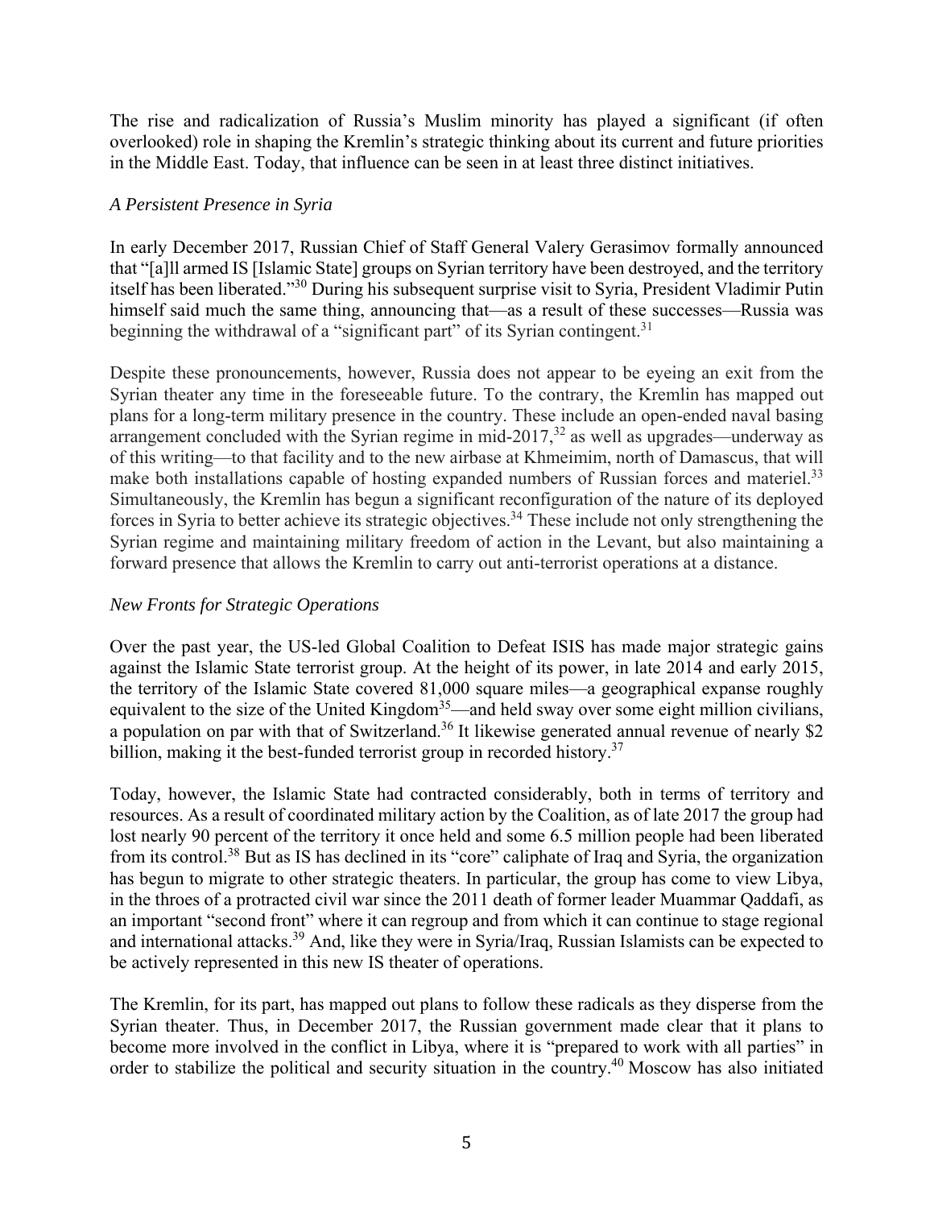The rise and radicalization of Russia's Muslim minority has played a significant (if often overlooked) role in shaping the Kremlin's strategic thinking about its current and future priorities in the Middle East. Today, that influence can be seen in at least three distinct initiatives.

### *A Persistent Presence in Syria*

In early December 2017, Russian Chief of Staff General Valery Gerasimov formally announced that "[a]ll armed IS [Islamic State] groups on Syrian territory have been destroyed, and the territory itself has been liberated."[30] During his subsequent surprise visit to Syria, President Vladimir Putin himself said much the same thing, announcing that—as a result of these successes—Russia was beginning the withdrawal of a "significant part" of its Syrian contingent.[31]

Despite these pronouncements, however, Russia does not appear to be eyeing an exit from the Syrian theater any time in the foreseeable future. To the contrary, the Kremlin has mapped out plans for a long-term military presence in the country. These include an open-ended naval basing arrangement concluded with the Syrian regime in mid-2017,[32] as well as upgrades—underway as of this writing—to that facility and to the new airbase at Khmeimim, north of Damascus, that will make both installations capable of hosting expanded numbers of Russian forces and materiel.[33] Simultaneously, the Kremlin has begun a significant reconfiguration of the nature of its deployed forces in Syria to better achieve its strategic objectives.[34] These include not only strengthening the Syrian regime and maintaining military freedom of action in the Levant, but also maintaining a forward presence that allows the Kremlin to carry out anti-terrorist operations at a distance.

### *New Fronts for Strategic Operations*

Over the past year, the US-led Global Coalition to Defeat ISIS has made major strategic gains against the Islamic State terrorist group. At the height of its power, in late 2014 and early 2015, the territory of the Islamic State covered 81,000 square miles—a geographical expanse roughly equivalent to the size of the United Kingdom[35]—and held sway over some eight million civilians, a population on par with that of Switzerland.[36] It likewise generated annual revenue of nearly \$2 billion, making it the best-funded terrorist group in recorded history.[37]

Today, however, the Islamic State had contracted considerably, both in terms of territory and resources. As a result of coordinated military action by the Coalition, as of late 2017 the group had lost nearly 90 percent of the territory it once held and some 6.5 million people had been liberated from its control.[38] But as IS has declined in its "core" caliphate of Iraq and Syria, the organization has begun to migrate to other strategic theaters. In particular, the group has come to view Libya, in the throes of a protracted civil war since the 2011 death of former leader Muammar Qaddafi, as an important "second front" where it can regroup and from which it can continue to stage regional and international attacks.[39] And, like they were in Syria/Iraq, Russian Islamists can be expected to be actively represented in this new IS theater of operations.

The Kremlin, for its part, has mapped out plans to follow these radicals as they disperse from the Syrian theater. Thus, in December 2017, the Russian government made clear that it plans to become more involved in the conflict in Libya, where it is "prepared to work with all parties" in order to stabilize the political and security situation in the country.[40] Moscow has also initiated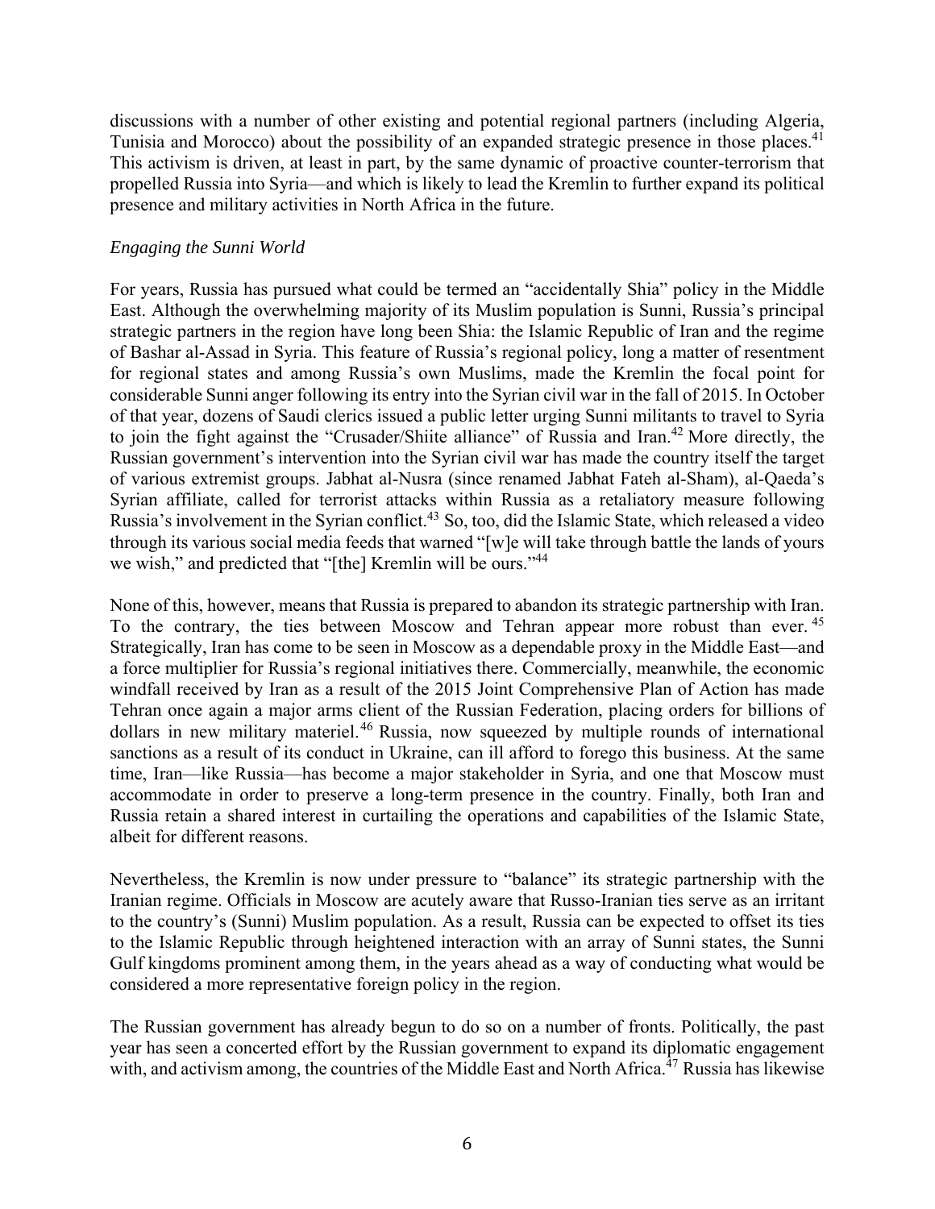discussions with a number of other existing and potential regional partners (including Algeria, Tunisia and Morocco) about the possibility of an expanded strategic presence in those places.[41] This activism is driven, at least in part, by the same dynamic of proactive counter-terrorism that propelled Russia into Syria—and which is likely to lead the Kremlin to further expand its political presence and military activities in North Africa in the future.

*Engaging the Sunni World*

For years, Russia has pursued what could be termed an "accidentally Shia" policy in the Middle East. Although the overwhelming majority of its Muslim population is Sunni, Russia's principal strategic partners in the region have long been Shia: the Islamic Republic of Iran and the regime of Bashar al-Assad in Syria. This feature of Russia's regional policy, long a matter of resentment for regional states and among Russia's own Muslims, made the Kremlin the focal point for considerable Sunni anger following its entry into the Syrian civil war in the fall of 2015. In October of that year, dozens of Saudi clerics issued a public letter urging Sunni militants to travel to Syria to join the fight against the "Crusader/Shiite alliance" of Russia and Iran.[42] More directly, the Russian government's intervention into the Syrian civil war has made the country itself the target of various extremist groups. Jabhat al-Nusra (since renamed Jabhat Fateh al-Sham), al-Qaeda's Syrian affiliate, called for terrorist attacks within Russia as a retaliatory measure following Russia's involvement in the Syrian conflict.[43] So, too, did the Islamic State, which released a video through its various social media feeds that warned "[w]e will take through battle the lands of yours we wish," and predicted that "[the] Kremlin will be ours."[44]

None of this, however, means that Russia is prepared to abandon its strategic partnership with Iran. To the contrary, the ties between Moscow and Tehran appear more robust than ever.[45] Strategically, Iran has come to be seen in Moscow as a dependable proxy in the Middle East—and a force multiplier for Russia's regional initiatives there. Commercially, meanwhile, the economic windfall received by Iran as a result of the 2015 Joint Comprehensive Plan of Action has made Tehran once again a major arms client of the Russian Federation, placing orders for billions of dollars in new military materiel.[46] Russia, now squeezed by multiple rounds of international sanctions as a result of its conduct in Ukraine, can ill afford to forego this business. At the same time, Iran—like Russia—has become a major stakeholder in Syria, and one that Moscow must accommodate in order to preserve a long-term presence in the country. Finally, both Iran and Russia retain a shared interest in curtailing the operations and capabilities of the Islamic State, albeit for different reasons.

Nevertheless, the Kremlin is now under pressure to "balance" its strategic partnership with the Iranian regime. Officials in Moscow are acutely aware that Russo-Iranian ties serve as an irritant to the country's (Sunni) Muslim population. As a result, Russia can be expected to offset its ties to the Islamic Republic through heightened interaction with an array of Sunni states, the Sunni Gulf kingdoms prominent among them, in the years ahead as a way of conducting what would be considered a more representative foreign policy in the region.

The Russian government has already begun to do so on a number of fronts. Politically, the past year has seen a concerted effort by the Russian government to expand its diplomatic engagement with, and activism among, the countries of the Middle East and North Africa.[47] Russia has likewise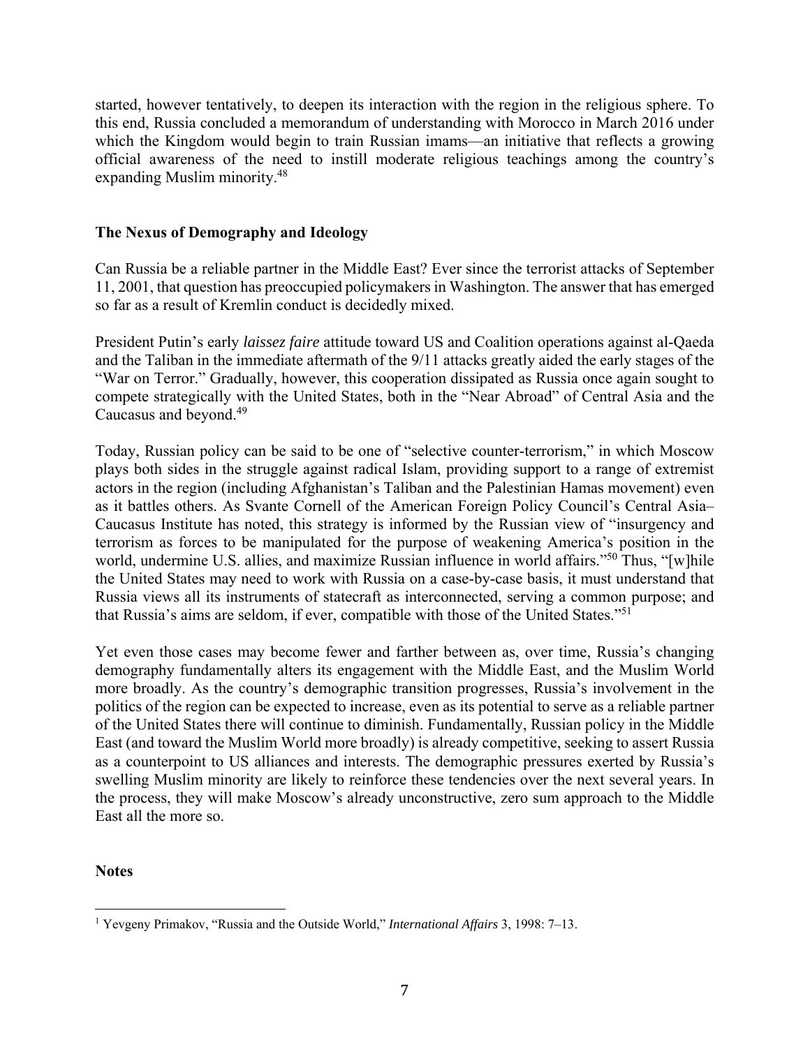started, however tentatively, to deepen its interaction with the region in the religious sphere. To this end, Russia concluded a memorandum of understanding with Morocco in March 2016 under which the Kingdom would begin to train Russian imams—an initiative that reflects a growing official awareness of the need to instill moderate religious teachings among the country's expanding Muslim minority.[48]

### The Nexus of Demography and Ideology

Can Russia be a reliable partner in the Middle East? Ever since the terrorist attacks of September 11, 2001, that question has preoccupied policymakers in Washington. The answer that has emerged so far as a result of Kremlin conduct is decidedly mixed.

President Putin's early *laissez faire* attitude toward US and Coalition operations against al-Qaeda and the Taliban in the immediate aftermath of the 9/11 attacks greatly aided the early stages of the "War on Terror." Gradually, however, this cooperation dissipated as Russia once again sought to compete strategically with the United States, both in the "Near Abroad" of Central Asia and the Caucasus and beyond.[49]

Today, Russian policy can be said to be one of "selective counter-terrorism," in which Moscow plays both sides in the struggle against radical Islam, providing support to a range of extremist actors in the region (including Afghanistan's Taliban and the Palestinian Hamas movement) even as it battles others. As Svante Cornell of the American Foreign Policy Council's Central Asia–Caucasus Institute has noted, this strategy is informed by the Russian view of "insurgency and terrorism as forces to be manipulated for the purpose of weakening America's position in the world, undermine U.S. allies, and maximize Russian influence in world affairs."[50] Thus, "[w]hile the United States may need to work with Russia on a case-by-case basis, it must understand that Russia views all its instruments of statecraft as interconnected, serving a common purpose; and that Russia's aims are seldom, if ever, compatible with those of the United States."[51]

Yet even those cases may become fewer and farther between as, over time, Russia's changing demography fundamentally alters its engagement with the Middle East, and the Muslim World more broadly. As the country's demographic transition progresses, Russia's involvement in the politics of the region can be expected to increase, even as its potential to serve as a reliable partner of the United States there will continue to diminish. Fundamentally, Russian policy in the Middle East (and toward the Muslim World more broadly) is already competitive, seeking to assert Russia as a counterpoint to US alliances and interests. The demographic pressures exerted by Russia's swelling Muslim minority are likely to reinforce these tendencies over the next several years. In the process, they will make Moscow's already unconstructive, zero sum approach to the Middle East all the more so.

### Notes

[1] Yevgeny Primakov, "Russia and the Outside World," *International Affairs* 3, 1998: 7–13.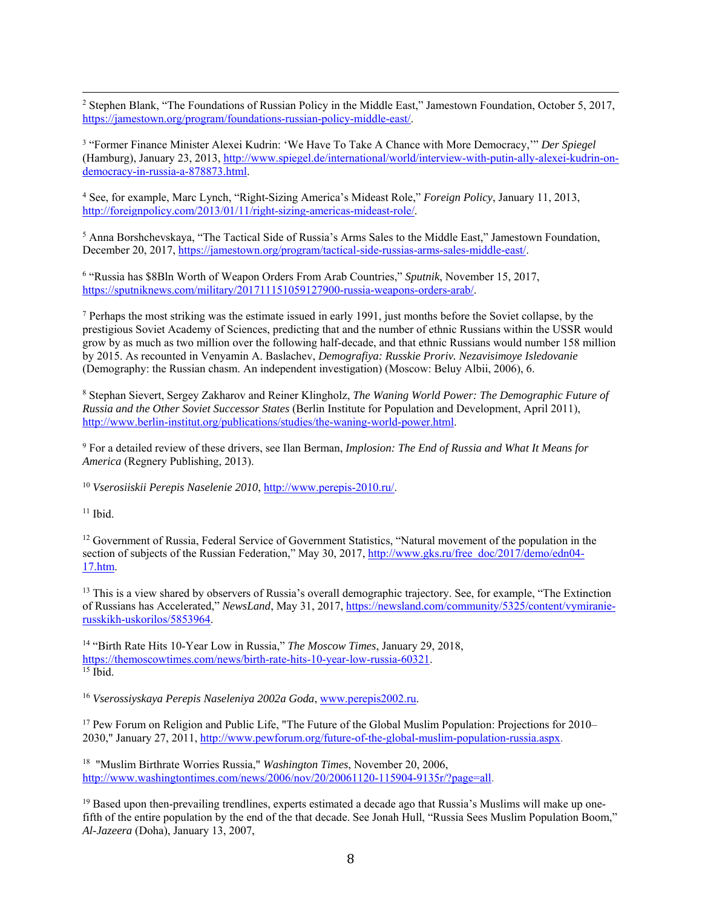[2] Stephen Blank, "The Foundations of Russian Policy in the Middle East," Jamestown Foundation, October 5, 2017, https://jamestown.org/program/foundations-russian-policy-middle-east/.

[3] "Former Finance Minister Alexei Kudrin: 'We Have To Take A Chance with More Democracy,'" *Der Spiegel* (Hamburg), January 23, 2013, http://www.spiegel.de/international/world/interview-with-putin-ally-alexei-kudrin-on-democracy-in-russia-a-878873.html.

[4] See, for example, Marc Lynch, "Right-Sizing America's Mideast Role," *Foreign Policy*, January 11, 2013, http://foreignpolicy.com/2013/01/11/right-sizing-americas-mideast-role/.

[5] Anna Borshchevskaya, "The Tactical Side of Russia's Arms Sales to the Middle East," Jamestown Foundation, December 20, 2017, https://jamestown.org/program/tactical-side-russias-arms-sales-middle-east/.

[6] "Russia has $8Bln Worth of Weapon Orders From Arab Countries," *Sputnik*, November 15, 2017, https://sputniknews.com/military/201711151059127900-russia-weapons-orders-arab/.

[7] Perhaps the most striking was the estimate issued in early 1991, just months before the Soviet collapse, by the prestigious Soviet Academy of Sciences, predicting that and the number of ethnic Russians within the USSR would grow by as much as two million over the following half-decade, and that ethnic Russians would number 158 million by 2015. As recounted in Venyamin A. Baslachev, *Demografiya: Russkie Proriv. Nezavisimoye Isledovanie* (Demography: the Russian chasm. An independent investigation) (Moscow: Beluy Albii, 2006), 6.

[8] Stephan Sievert, Sergey Zakharov and Reiner Klingholz, *The Waning World Power: The Demographic Future of Russia and the Other Soviet Successor States* (Berlin Institute for Population and Development, April 2011), http://www.berlin-institut.org/publications/studies/the-waning-world-power.html.

[9] For a detailed review of these drivers, see Ilan Berman, *Implosion: The End of Russia and What It Means for America* (Regnery Publishing, 2013).

[10] *Vserosiiskii Perepis Naselenie 2010*, http://www.perepis-2010.ru/.

[11] Ibid.

[12] Government of Russia, Federal Service of Government Statistics, "Natural movement of the population in the section of subjects of the Russian Federation," May 30, 2017, http://www.gks.ru/free_doc/2017/demo/edn04-17.htm.

[13] This is a view shared by observers of Russia's overall demographic trajectory. See, for example, "The Extinction of Russians has Accelerated," *NewsLand*, May 31, 2017, https://newsland.com/community/5325/content/vymiranie-russkikh-uskorilos/5853964.

[14] "Birth Rate Hits 10-Year Low in Russia," *The Moscow Times*, January 29, 2018, https://themoscowtimes.com/news/birth-rate-hits-10-year-low-russia-60321.

[15] Ibid.

[16] *Vserossiyskaya Perepis Naseleniya 2002a Goda*, www.perepis2002.ru.

[17] Pew Forum on Religion and Public Life, "The Future of the Global Muslim Population: Projections for 2010–2030," January 27, 2011, http://www.pewforum.org/future-of-the-global-muslim-population-russia.aspx.

[18] "Muslim Birthrate Worries Russia," *Washington Times*, November 20, 2006, http://www.washingtontimes.com/news/2006/nov/20/20061120-115904-9135r/?page=all.

[19] Based upon then-prevailing trendlines, experts estimated a decade ago that Russia's Muslims will make up one-fifth of the entire population by the end of the that decade. See Jonah Hull, "Russia Sees Muslim Population Boom," *Al-Jazeera* (Doha), January 13, 2007,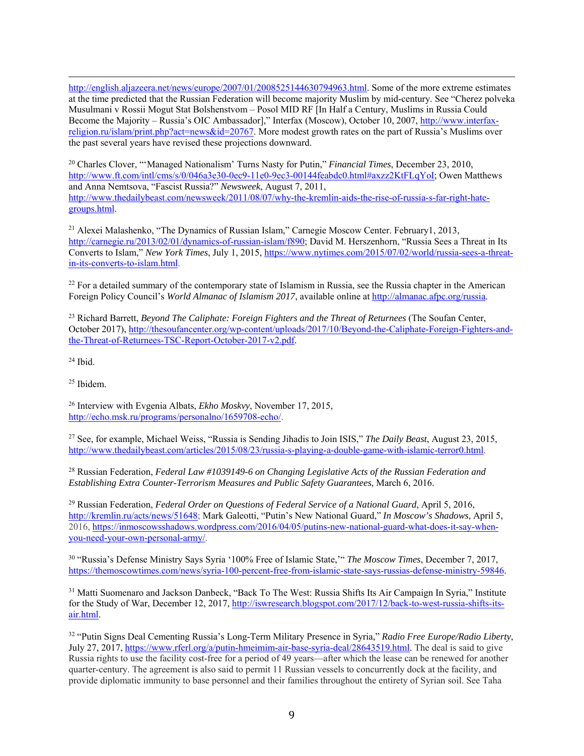http://english.aljazeera.net/news/europe/2007/01/2008525144630794963.html. Some of the more extreme estimates at the time predicted that the Russian Federation will become majority Muslim by mid-century. See "Cherez polveka Musulmani v Rossii Mogut Stat Bolshenstvom – Posol MID RF [In Half a Century, Muslims in Russia Could Become the Majority – Russia's OIC Ambassador]," Interfax (Moscow), October 10, 2007, http://www.interfax-religion.ru/islam/print.php?act=news&id=20767. More modest growth rates on the part of Russia's Muslims over the past several years have revised these projections downward.

[20] Charles Clover, "'Managed Nationalism' Turns Nasty for Putin," *Financial Times*, December 23, 2010, http://www.ft.com/intl/cms/s/0/046a3e30-0ec9-11e0-9ec3-00144feabdc0.html#axzz2KtFLqYoI; Owen Matthews and Anna Nemtsova, "Fascist Russia?" *Newsweek*, August 7, 2011, http://www.thedailybeast.com/newsweek/2011/08/07/why-the-kremlin-aids-the-rise-of-russia-s-far-right-hate-groups.html.

[21] Alexei Malashenko, "The Dynamics of Russian Islam," Carnegie Moscow Center. February1, 2013, http://carnegie.ru/2013/02/01/dynamics-of-russian-islam/f890; David M. Herszenhorn, "Russia Sees a Threat in Its Converts to Islam," *New York Times*, July 1, 2015, https://www.nytimes.com/2015/07/02/world/russia-sees-a-threat-in-its-converts-to-islam.html.

[22] For a detailed summary of the contemporary state of Islamism in Russia, see the Russia chapter in the American Foreign Policy Council's *World Almanac of Islamism 2017*, available online at http://almanac.afpc.org/russia.

[23] Richard Barrett, *Beyond The Caliphate: Foreign Fighters and the Threat of Returnees* (The Soufan Center, October 2017), http://thesoufancenter.org/wp-content/uploads/2017/10/Beyond-the-Caliphate-Foreign-Fighters-and-the-Threat-of-Returnees-TSC-Report-October-2017-v2.pdf.

[24] Ibid.

[25] Ibidem.

[26] Interview with Evgenia Albats, *Ekho Moskvy*, November 17, 2015, http://echo.msk.ru/programs/personalno/1659708-echo/.

[27] See, for example, Michael Weiss, "Russia is Sending Jihadis to Join ISIS," *The Daily Beast*, August 23, 2015, http://www.thedailybeast.com/articles/2015/08/23/russia-s-playing-a-double-game-with-islamic-terror0.html.

[28] Russian Federation, *Federal Law #1039149-6 on Changing Legislative Acts of the Russian Federation and Establishing Extra Counter-Terrorism Measures and Public Safety Guarantees*, March 6, 2016.

[29] Russian Federation, *Federal Order on Questions of Federal Service of a National Guard*, April 5, 2016, http://kremlin.ru/acts/news/51648; Mark Galeotti, "Putin's New National Guard," *In Moscow's Shadows*, April 5, 2016, https://inmoscowsshadows.wordpress.com/2016/04/05/putins-new-national-guard-what-does-it-say-when-you-need-your-own-personal-army/.

[30] "Russia's Defense Ministry Says Syria '100% Free of Islamic State,'" *The Moscow Times*, December 7, 2017, https://themoscowtimes.com/news/syria-100-percent-free-from-islamic-state-says-russias-defense-ministry-59846.

[31] Matti Suomenaro and Jackson Danbeck, "Back To The West: Russia Shifts Its Air Campaign In Syria," Institute for the Study of War, December 12, 2017, http://iswresearch.blogspot.com/2017/12/back-to-west-russia-shifts-its-air.html.

[32] "Putin Signs Deal Cementing Russia's Long-Term Military Presence in Syria," *Radio Free Europe/Radio Liberty*, July 27, 2017, https://www.rferl.org/a/putin-hmeimim-air-base-syria-deal/28643519.html. The deal is said to give Russia rights to use the facility cost-free for a period of 49 years—after which the lease can be renewed for another quarter-century. The agreement is also said to permit 11 Russian vessels to concurrently dock at the facility, and provide diplomatic immunity to base personnel and their families throughout the entirety of Syrian soil. See Taha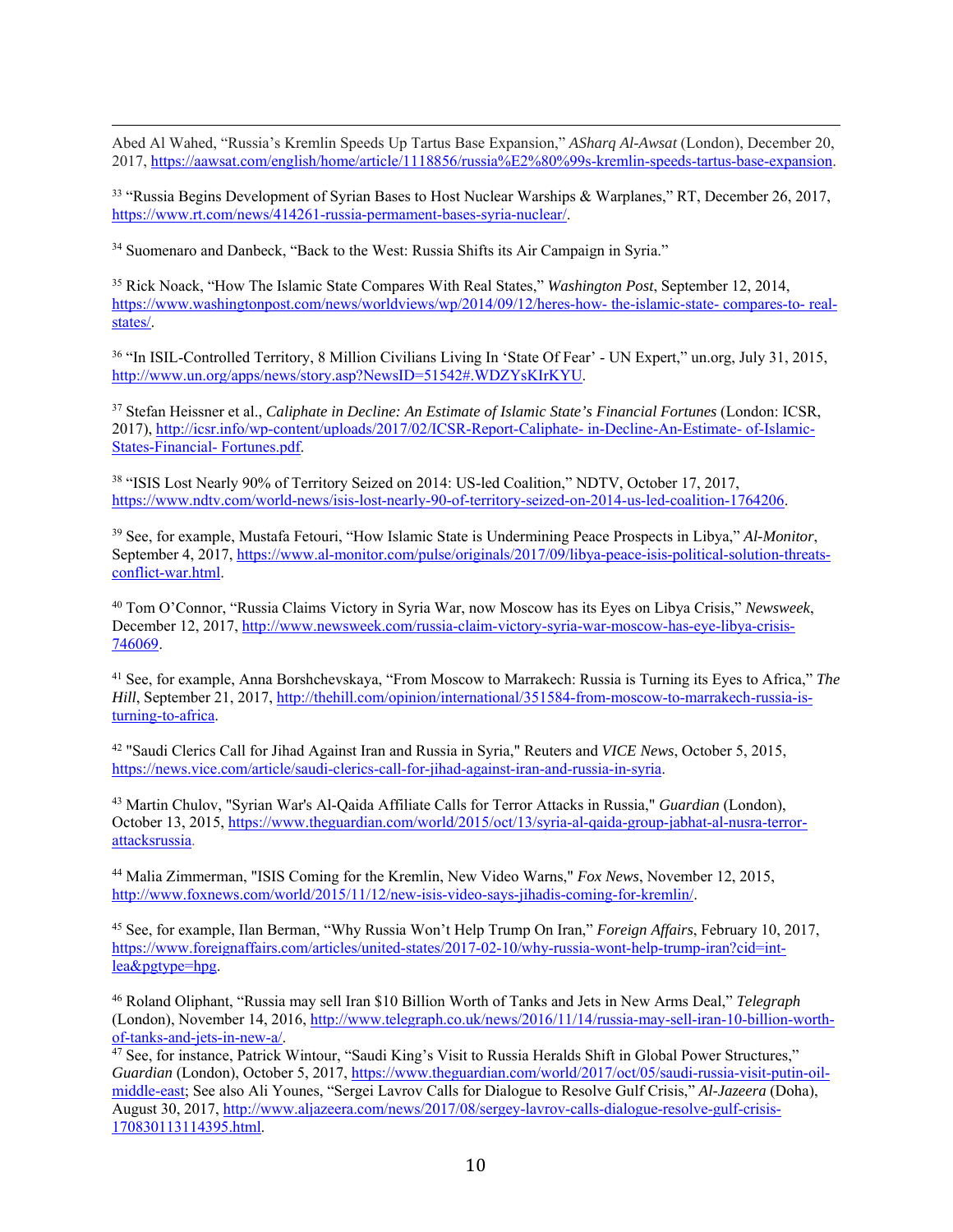Abed Al Wahed, "Russia's Kremlin Speeds Up Tartus Base Expansion," *ASharq Al-Awsat* (London), December 20, 2017, https://aawsat.com/english/home/article/1118856/russia%E2%80%99s-kremlin-speeds-tartus-base-expansion.

[33] "Russia Begins Development of Syrian Bases to Host Nuclear Warships & Warplanes," RT, December 26, 2017, https://www.rt.com/news/414261-russia-permament-bases-syria-nuclear/.

[34] Suomenaro and Danbeck, "Back to the West: Russia Shifts its Air Campaign in Syria."

[35] Rick Noack, "How The Islamic State Compares With Real States," *Washington Post*, September 12, 2014, https://www.washingtonpost.com/news/worldviews/wp/2014/09/12/heres-how- the-islamic-state- compares-to- real-states/.

[36] "In ISIL-Controlled Territory, 8 Million Civilians Living In 'State Of Fear' - UN Expert," un.org, July 31, 2015, http://www.un.org/apps/news/story.asp?NewsID=51542#.WDZYsKIrKYU.

[37] Stefan Heissner et al., *Caliphate in Decline: An Estimate of Islamic State's Financial Fortunes* (London: ICSR, 2017), http://icsr.info/wp-content/uploads/2017/02/ICSR-Report-Caliphate- in-Decline-An-Estimate- of-Islamic-States-Financial- Fortunes.pdf.

[38] "ISIS Lost Nearly 90% of Territory Seized on 2014: US-led Coalition," NDTV, October 17, 2017, https://www.ndtv.com/world-news/isis-lost-nearly-90-of-territory-seized-on-2014-us-led-coalition-1764206.

[39] See, for example, Mustafa Fetouri, "How Islamic State is Undermining Peace Prospects in Libya," *Al-Monitor*, September 4, 2017, https://www.al-monitor.com/pulse/originals/2017/09/libya-peace-isis-political-solution-threats-conflict-war.html.

[40] Tom O'Connor, "Russia Claims Victory in Syria War, now Moscow has its Eyes on Libya Crisis," *Newsweek*, December 12, 2017, http://www.newsweek.com/russia-claim-victory-syria-war-moscow-has-eye-libya-crisis-746069.

[41] See, for example, Anna Borshchevskaya, "From Moscow to Marrakech: Russia is Turning its Eyes to Africa," *The Hill*, September 21, 2017, http://thehill.com/opinion/international/351584-from-moscow-to-marrakech-russia-is-turning-to-africa.

[42] "Saudi Clerics Call for Jihad Against Iran and Russia in Syria," Reuters and *VICE News*, October 5, 2015, https://news.vice.com/article/saudi-clerics-call-for-jihad-against-iran-and-russia-in-syria.

[43] Martin Chulov, "Syrian War's Al-Qaida Affiliate Calls for Terror Attacks in Russia," *Guardian* (London), October 13, 2015, https://www.theguardian.com/world/2015/oct/13/syria-al-qaida-group-jabhat-al-nusra-terror-attacksrussia.

[44] Malia Zimmerman, "ISIS Coming for the Kremlin, New Video Warns," *Fox News*, November 12, 2015, http://www.foxnews.com/world/2015/11/12/new-isis-video-says-jihadis-coming-for-kremlin/.

[45] See, for example, Ilan Berman, "Why Russia Won't Help Trump On Iran," *Foreign Affairs*, February 10, 2017, https://www.foreignaffairs.com/articles/united-states/2017-02-10/why-russia-wont-help-trump-iran?cid=int-lea&pgtype=hpg.

[46] Roland Oliphant, "Russia may sell Iran $10 Billion Worth of Tanks and Jets in New Arms Deal," *Telegraph* (London), November 14, 2016, http://www.telegraph.co.uk/news/2016/11/14/russia-may-sell-iran-10-billion-worth-of-tanks-and-jets-in-new-a/.

[47] See, for instance, Patrick Wintour, "Saudi King's Visit to Russia Heralds Shift in Global Power Structures," *Guardian* (London), October 5, 2017, https://www.theguardian.com/world/2017/oct/05/saudi-russia-visit-putin-oil-middle-east; See also Ali Younes, "Sergei Lavrov Calls for Dialogue to Resolve Gulf Crisis," *Al-Jazeera* (Doha), August 30, 2017, http://www.aljazeera.com/news/2017/08/sergey-lavrov-calls-dialogue-resolve-gulf-crisis-170830113114395.html.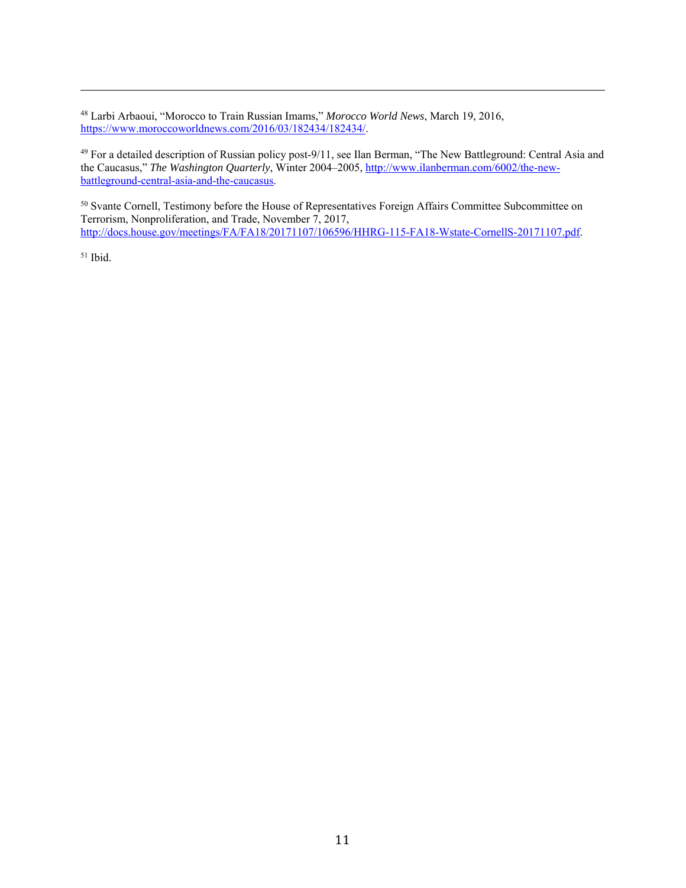[48] Larbi Arbaoui, "Morocco to Train Russian Imams," *Morocco World News*, March 19, 2016, https://www.moroccoworldnews.com/2016/03/182434/182434/.

[49] For a detailed description of Russian policy post-9/11, see Ilan Berman, "The New Battleground: Central Asia and the Caucasus," *The Washington Quarterly*, Winter 2004–2005, http://www.ilanberman.com/6002/the-new-battleground-central-asia-and-the-caucasus.

[50] Svante Cornell, Testimony before the House of Representatives Foreign Affairs Committee Subcommittee on Terrorism, Nonproliferation, and Trade, November 7, 2017, http://docs.house.gov/meetings/FA/FA18/20171107/106596/HHRG-115-FA18-Wstate-CornellS-20171107.pdf.

[51] Ibid.